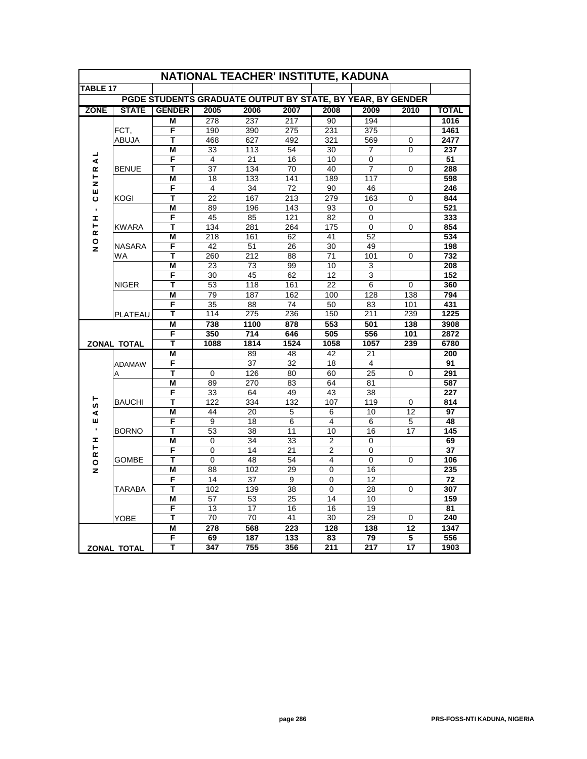# NATIONAL TEACHER' INSTITUTE, KADUNA

**TABLE 17**

**PGDE STUDENTS GRADUATE OUTPUT BY STATE, BY YEAR, BY GENDER**

| ZONE | STATE | GENDER | 2005 | 2006 | 2007 | 2008 | 2009 | 2010 | TOTAL |
|---|---|---|---|---|---|---|---|---|---|
| NORTH - CENTRAL | FCT, ABUJA | M | 278 | 237 | 217 | 90 | 194 | | 1016 |
| | | F | 190 | 390 | 275 | 231 | 375 | | 1461 |
| | | T | 468 | 627 | 492 | 321 | 569 | 0 | 2477 |
| | BENUE | M | 33 | 113 | 54 | 30 | 7 | 0 | 237 |
| | | F | 4 | 21 | 16 | 10 | 0 | | 51 |
| | | T | 37 | 134 | 70 | 40 | 7 | 0 | 288 |
| | KOGI | M | 18 | 133 | 141 | 189 | 117 | | 598 |
| | | F | 4 | 34 | 72 | 90 | 46 | | 246 |
| | | T | 22 | 167 | 213 | 279 | 163 | 0 | 844 |
| | KWARA | M | 89 | 196 | 143 | 93 | 0 | | 521 |
| | | F | 45 | 85 | 121 | 82 | 0 | | 333 |
| | | T | 134 | 281 | 264 | 175 | 0 | 0 | 854 |
| | NASARAWA | M | 218 | 161 | 62 | 41 | 52 | | 534 |
| | | F | 42 | 51 | 26 | 30 | 49 | | 198 |
| | | T | 260 | 212 | 88 | 71 | 101 | 0 | 732 |
| | NIGER | M | 23 | 73 | 99 | 10 | 3 | | 208 |
| | | F | 30 | 45 | 62 | 12 | 3 | | 152 |
| | | T | 53 | 118 | 161 | 22 | 6 | 0 | 360 |
| | PLATEAU | M | 79 | 187 | 162 | 100 | 128 | 138 | 794 |
| | | F | 35 | 88 | 74 | 50 | 83 | 101 | 431 |
| | | T | 114 | 275 | 236 | 150 | 211 | 239 | 1225 |
| **ZONAL TOTAL** | | **M** | **738** | **1100** | **878** | **553** | **501** | **138** | **3908** |
| | | **F** | **350** | **714** | **646** | **505** | **556** | **101** | **2872** |
| | | **T** | **1088** | **1814** | **1524** | **1058** | **1057** | **239** | **6780** |
| NORTH - EAST | ADAMAWA | M | | 89 | 48 | 42 | 21 | | 200 |
| | | F | | 37 | 32 | 18 | 4 | | 91 |
| | | T | 0 | 126 | 80 | 60 | 25 | 0 | 291 |
| | BAUCHI | M | 89 | 270 | 83 | 64 | 81 | | 587 |
| | | F | 33 | 64 | 49 | 43 | 38 | | 227 |
| | | T | 122 | 334 | 132 | 107 | 119 | 0 | 814 |
| | BORNO | M | 44 | 20 | 5 | 6 | 10 | 12 | 97 |
| | | F | 9 | 18 | 6 | 4 | 6 | 5 | 48 |
| | | T | 53 | 38 | 11 | 10 | 16 | 17 | 145 |
| | GOMBE | M | 0 | 34 | 33 | 2 | 0 | | 69 |
| | | F | 0 | 14 | 21 | 2 | 0 | | 37 |
| | | T | 0 | 48 | 54 | 4 | 0 | 0 | 106 |
| | TARABA | M | 88 | 102 | 29 | 0 | 16 | | 235 |
| | | F | 14 | 37 | 9 | 0 | 12 | | 72 |
| | | T | 102 | 139 | 38 | 0 | 28 | 0 | 307 |
| | YOBE | M | 57 | 53 | 25 | 14 | 10 | | 159 |
| | | F | 13 | 17 | 16 | 16 | 19 | | 81 |
| | | T | 70 | 70 | 41 | 30 | 29 | 0 | 240 |
| **ZONAL TOTAL** | | **M** | **278** | **568** | **223** | **128** | **138** | **12** | **1347** |
| | | **F** | **69** | **187** | **133** | **83** | **79** | **5** | **556** |
| | | **T** | **347** | **755** | **356** | **211** | **217** | **17** | **1903** |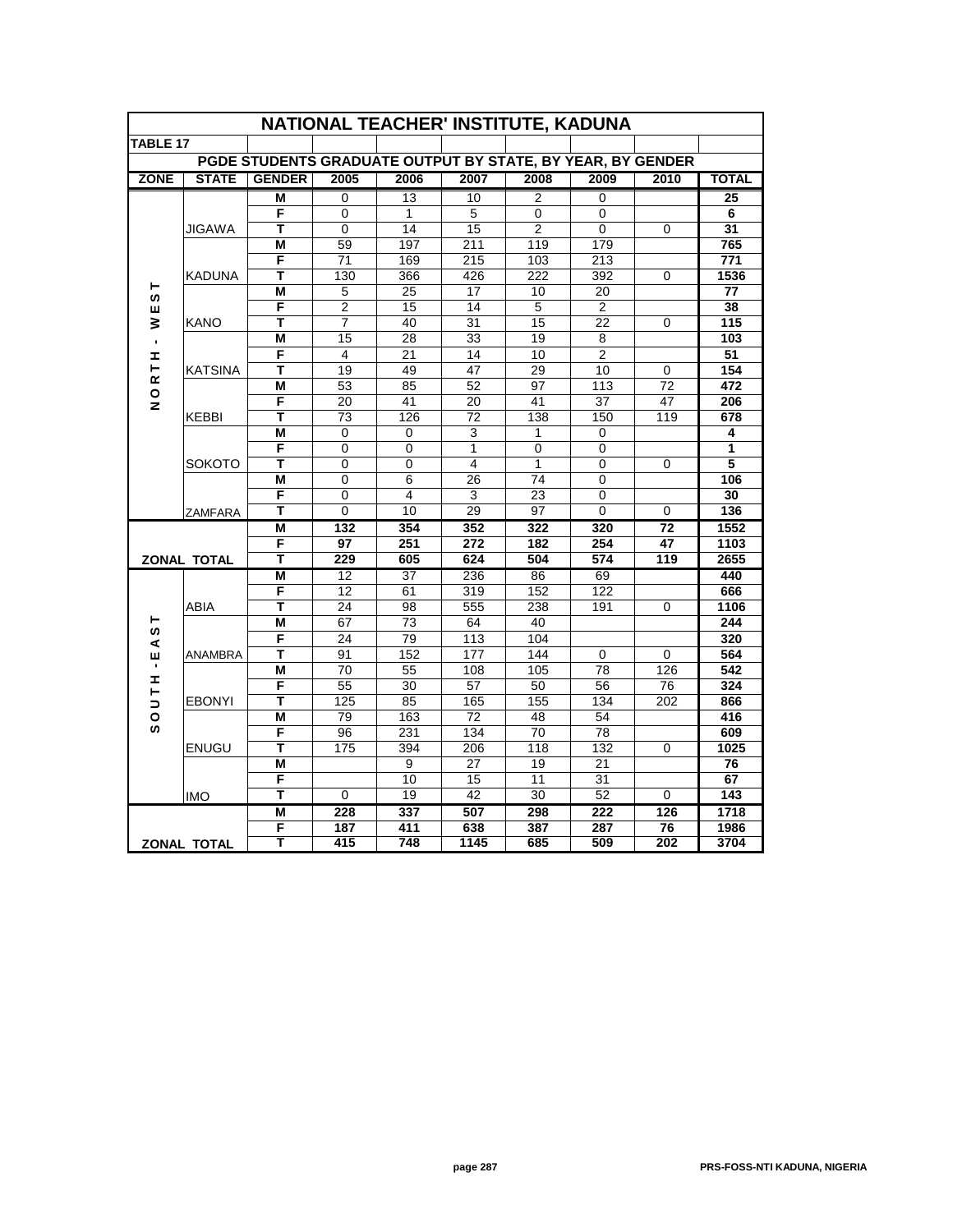# NATIONAL TEACHER' INSTITUTE, KADUNA

**TABLE 17**

## PGDE STUDENTS GRADUATE OUTPUT BY STATE, BY YEAR, BY GENDER

| ZONE | STATE | GENDER | 2005 | 2006 | 2007 | 2008 | 2009 | 2010 | TOTAL |
|---|---|---|---|---|---|---|---|---|---|
| NORTH - WEST | JIGAWA | M | 0 | 13 | 10 | 2 | 0 | | **25** |
| | | F | 0 | 1 | 5 | 0 | 0 | | **6** |
| | | T | 0 | 14 | 15 | 2 | 0 | 0 | **31** |
| | KADUNA | M | 59 | 197 | 211 | 119 | 179 | | **765** |
| | | F | 71 | 169 | 215 | 103 | 213 | | **771** |
| | | T | 130 | 366 | 426 | 222 | 392 | 0 | **1536** |
| | KANO | M | 5 | 25 | 17 | 10 | 20 | | **77** |
| | | F | 2 | 15 | 14 | 5 | 2 | | **38** |
| | | T | 7 | 40 | 31 | 15 | 22 | 0 | **115** |
| | KATSINA | M | 15 | 28 | 33 | 19 | 8 | | **103** |
| | | F | 4 | 21 | 14 | 10 | 2 | | **51** |
| | | T | 19 | 49 | 47 | 29 | 10 | 0 | **154** |
| | KEBBI | M | 53 | 85 | 52 | 97 | 113 | 72 | **472** |
| | | F | 20 | 41 | 20 | 41 | 37 | 47 | **206** |
| | | T | 73 | 126 | 72 | 138 | 150 | 119 | **678** |
| | SOKOTO | M | 0 | 0 | 3 | 1 | 0 | | **4** |
| | | F | 0 | 0 | 1 | 0 | 0 | | **1** |
| | | T | 0 | 0 | 4 | 1 | 0 | 0 | **5** |
| | ZAMFARA | M | 0 | 6 | 26 | 74 | 0 | | **106** |
| | | F | 0 | 4 | 3 | 23 | 0 | | **30** |
| | | T | 0 | 10 | 29 | 97 | 0 | 0 | **136** |
| **ZONAL TOTAL** | | **M** | **132** | **354** | **352** | **322** | **320** | **72** | **1552** |
| | | **F** | **97** | **251** | **272** | **182** | **254** | **47** | **1103** |
| | | **T** | **229** | **605** | **624** | **504** | **574** | **119** | **2655** |
| SOUTH - EAST | ABIA | M | 12 | 37 | 236 | 86 | 69 | | **440** |
| | | F | 12 | 61 | 319 | 152 | 122 | | **666** |
| | | T | 24 | 98 | 555 | 238 | 191 | 0 | **1106** |
| | ANAMBRA | M | 67 | 73 | 64 | 40 | | | **244** |
| | | F | 24 | 79 | 113 | 104 | | | **320** |
| | | T | 91 | 152 | 177 | 144 | 0 | 0 | **564** |
| | EBONYI | M | 70 | 55 | 108 | 105 | 78 | 126 | **542** |
| | | F | 55 | 30 | 57 | 50 | 56 | 76 | **324** |
| | | T | 125 | 85 | 165 | 155 | 134 | 202 | **866** |
| | ENUGU | M | 79 | 163 | 72 | 48 | 54 | | **416** |
| | | F | 96 | 231 | 134 | 70 | 78 | | **609** |
| | | T | 175 | 394 | 206 | 118 | 132 | 0 | **1025** |
| | IMO | M | | 9 | 27 | 19 | 21 | | **76** |
| | | F | | 10 | 15 | 11 | 31 | | **67** |
| | | T | 0 | 19 | 42 | 30 | 52 | 0 | **143** |
| **ZONAL TOTAL** | | **M** | **228** | **337** | **507** | **298** | **222** | **126** | **1718** |
| | | **F** | **187** | **411** | **638** | **387** | **287** | **76** | **1986** |
| | | **T** | **415** | **748** | **1145** | **685** | **509** | **202** | **3704** |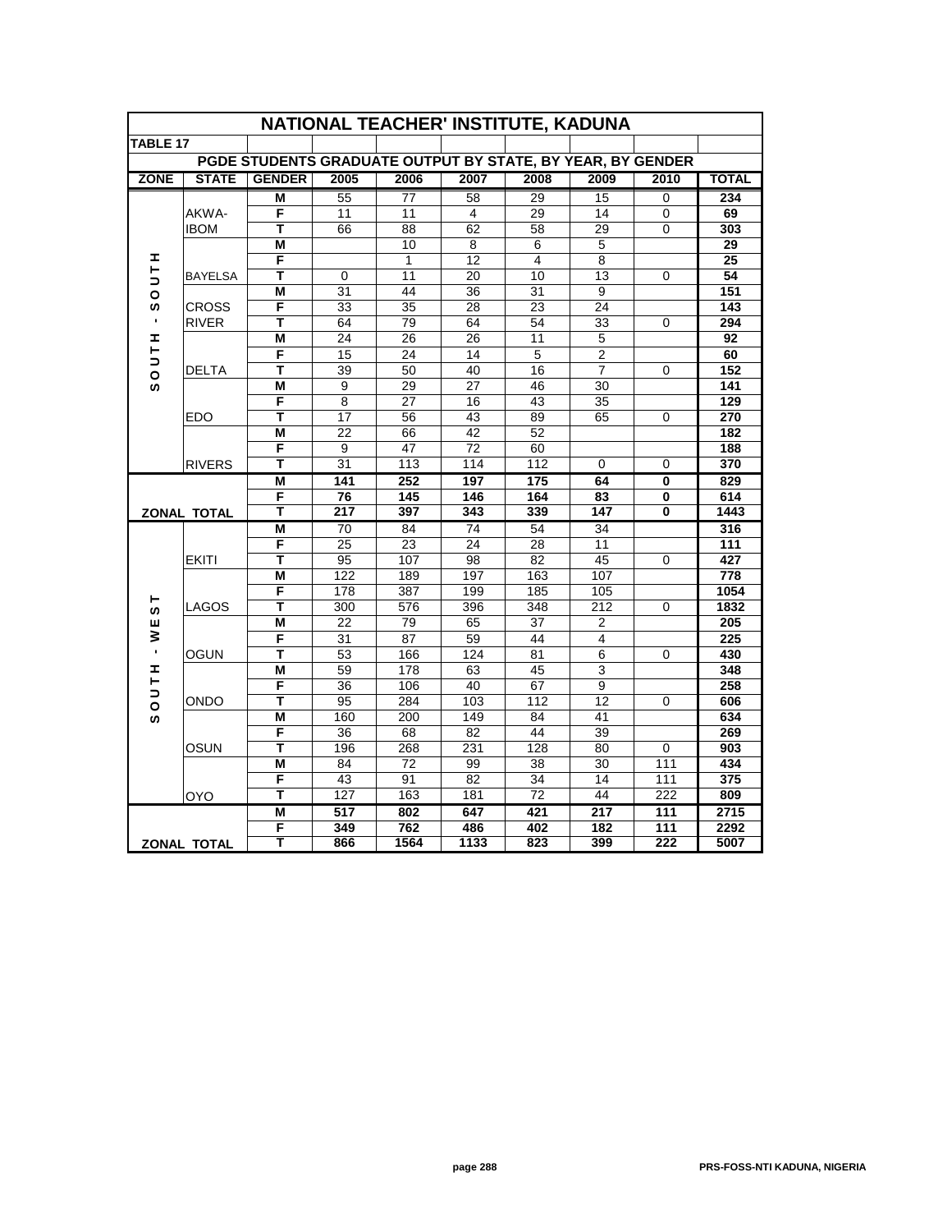# NATIONAL TEACHER' INSTITUTE, KADUNA

**TABLE 17**

## PGDE STUDENTS GRADUATE OUTPUT BY STATE, BY YEAR, BY GENDER

| ZONE | STATE | GENDER | 2005 | 2006 | 2007 | 2008 | 2009 | 2010 | TOTAL |
|---|---|---|---|---|---|---|---|---|---|
| SOUTH - SOUTH | AKWA-IBOM | M | 55 | 77 | 58 | 29 | 15 | 0 | 234 |
| | | F | 11 | 11 | 4 | 29 | 14 | 0 | 69 |
| | | T | 66 | 88 | 62 | 58 | 29 | 0 | 303 |
| | BAYELSA | M | | 10 | 8 | 6 | 5 | | 29 |
| | | F | | 1 | 12 | 4 | 8 | | 25 |
| | | T | 0 | 11 | 20 | 10 | 13 | 0 | 54 |
| | CROSS RIVER | M | 31 | 44 | 36 | 31 | 9 | | 151 |
| | | F | 33 | 35 | 28 | 23 | 24 | | 143 |
| | | T | 64 | 79 | 64 | 54 | 33 | 0 | 294 |
| | DELTA | M | 24 | 26 | 26 | 11 | 5 | | 92 |
| | | F | 15 | 24 | 14 | 5 | 2 | | 60 |
| | | T | 39 | 50 | 40 | 16 | 7 | 0 | 152 |
| | EDO | M | 9 | 29 | 27 | 46 | 30 | | 141 |
| | | F | 8 | 27 | 16 | 43 | 35 | | 129 |
| | | T | 17 | 56 | 43 | 89 | 65 | 0 | 270 |
| | RIVERS | M | 22 | 66 | 42 | 52 | | | 182 |
| | | F | 9 | 47 | 72 | 60 | | | 188 |
| | | T | 31 | 113 | 114 | 112 | 0 | 0 | 370 |
| **ZONAL TOTAL** | | **M** | **141** | **252** | **197** | **175** | **64** | **0** | **829** |
| | | **F** | **76** | **145** | **146** | **164** | **83** | **0** | **614** |
| | | **T** | **217** | **397** | **343** | **339** | **147** | **0** | **1443** |
| SOUTH - WEST | EKITI | M | 70 | 84 | 74 | 54 | 34 | | 316 |
| | | F | 25 | 23 | 24 | 28 | 11 | | 111 |
| | | T | 95 | 107 | 98 | 82 | 45 | 0 | 427 |
| | LAGOS | M | 122 | 189 | 197 | 163 | 107 | | 778 |
| | | F | 178 | 387 | 199 | 185 | 105 | | 1054 |
| | | T | 300 | 576 | 396 | 348 | 212 | 0 | 1832 |
| | OGUN | M | 22 | 79 | 65 | 37 | 2 | | 205 |
| | | F | 31 | 87 | 59 | 44 | 4 | | 225 |
| | | T | 53 | 166 | 124 | 81 | 6 | 0 | 430 |
| | ONDO | M | 59 | 178 | 63 | 45 | 3 | | 348 |
| | | F | 36 | 106 | 40 | 67 | 9 | | 258 |
| | | T | 95 | 284 | 103 | 112 | 12 | 0 | 606 |
| | OSUN | M | 160 | 200 | 149 | 84 | 41 | | 634 |
| | | F | 36 | 68 | 82 | 44 | 39 | | 269 |
| | | T | 196 | 268 | 231 | 128 | 80 | 0 | 903 |
| | OYO | M | 84 | 72 | 99 | 38 | 30 | 111 | 434 |
| | | F | 43 | 91 | 82 | 34 | 14 | 111 | 375 |
| | | T | 127 | 163 | 181 | 72 | 44 | 222 | 809 |
| **ZONAL TOTAL** | | **M** | **517** | **802** | **647** | **421** | **217** | **111** | **2715** |
| | | **F** | **349** | **762** | **486** | **402** | **182** | **111** | **2292** |
| | | **T** | **866** | **1564** | **1133** | **823** | **399** | **222** | **5007** |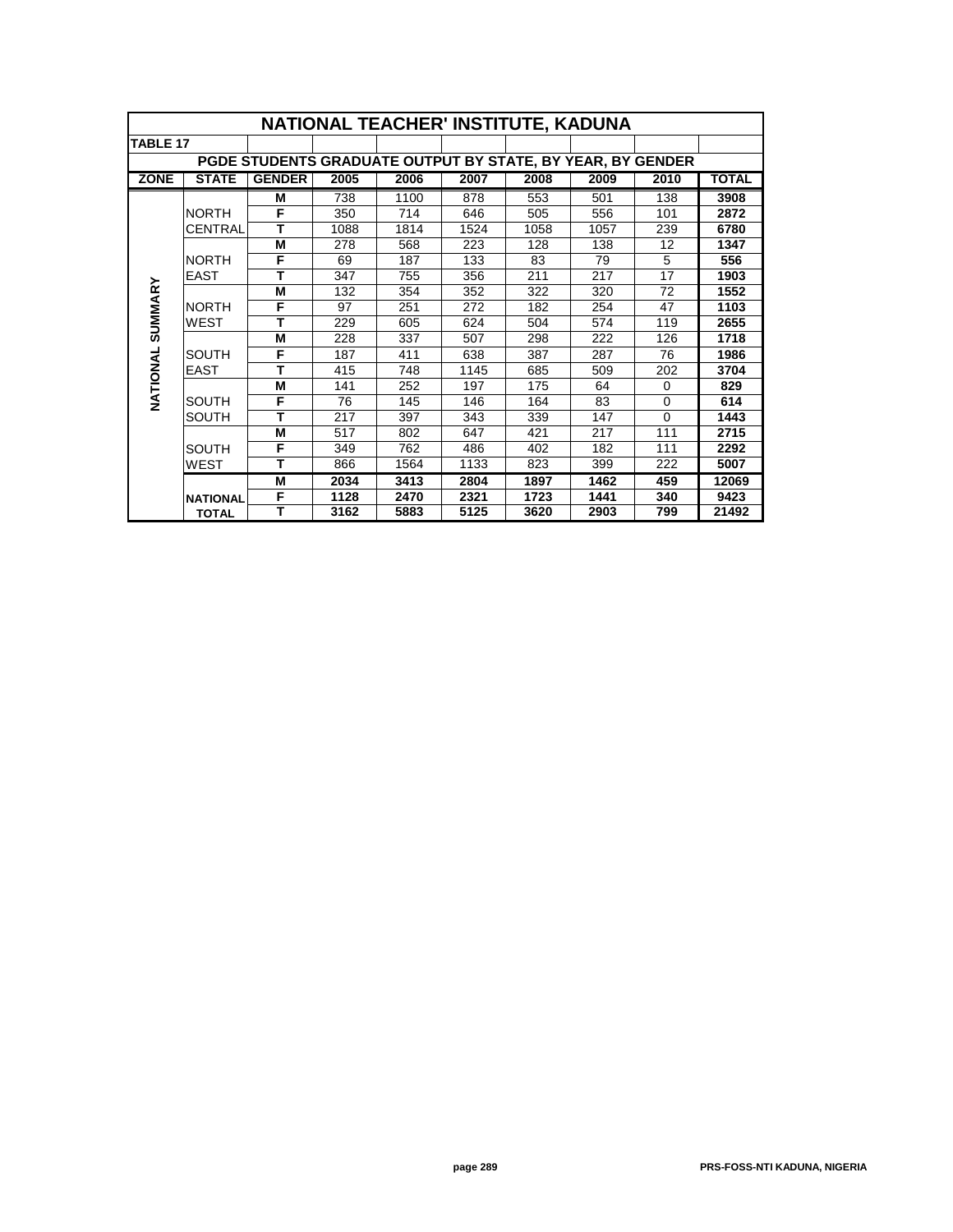# NATIONAL TEACHER' INSTITUTE, KADUNA

**TABLE 17**

**PGDE STUDENTS GRADUATE OUTPUT BY STATE, BY YEAR, BY GENDER**

| ZONE | STATE | GENDER | 2005 | 2006 | 2007 | 2008 | 2009 | 2010 | TOTAL |
|---|---|---|---|---|---|---|---|---|---|
| NATIONAL SUMMARY | NORTH CENTRAL | M | 738 | 1100 | 878 | 553 | 501 | 138 | 3908 |
| | | F | 350 | 714 | 646 | 505 | 556 | 101 | 2872 |
| | | T | 1088 | 1814 | 1524 | 1058 | 1057 | 239 | 6780 |
| | NORTH EAST | M | 278 | 568 | 223 | 128 | 138 | 12 | 1347 |
| | | F | 69 | 187 | 133 | 83 | 79 | 5 | 556 |
| | | T | 347 | 755 | 356 | 211 | 217 | 17 | 1903 |
| | NORTH WEST | M | 132 | 354 | 352 | 322 | 320 | 72 | 1552 |
| | | F | 97 | 251 | 272 | 182 | 254 | 47 | 1103 |
| | | T | 229 | 605 | 624 | 504 | 574 | 119 | 2655 |
| | SOUTH EAST | M | 228 | 337 | 507 | 298 | 222 | 126 | 1718 |
| | | F | 187 | 411 | 638 | 387 | 287 | 76 | 1986 |
| | | T | 415 | 748 | 1145 | 685 | 509 | 202 | 3704 |
| | SOUTH SOUTH | M | 141 | 252 | 197 | 175 | 64 | 0 | 829 |
| | | F | 76 | 145 | 146 | 164 | 83 | 0 | 614 |
| | | T | 217 | 397 | 343 | 339 | 147 | 0 | 1443 |
| | SOUTH WEST | M | 517 | 802 | 647 | 421 | 217 | 111 | 2715 |
| | | F | 349 | 762 | 486 | 402 | 182 | 111 | 2292 |
| | | T | 866 | 1564 | 1133 | 823 | 399 | 222 | 5007 |
| | NATIONAL TOTAL | M | 2034 | 3413 | 2804 | 1897 | 1462 | 459 | 12069 |
| | | F | 1128 | 2470 | 2321 | 1723 | 1441 | 340 | 9423 |
| | | T | 3162 | 5883 | 5125 | 3620 | 2903 | 799 | 21492 |